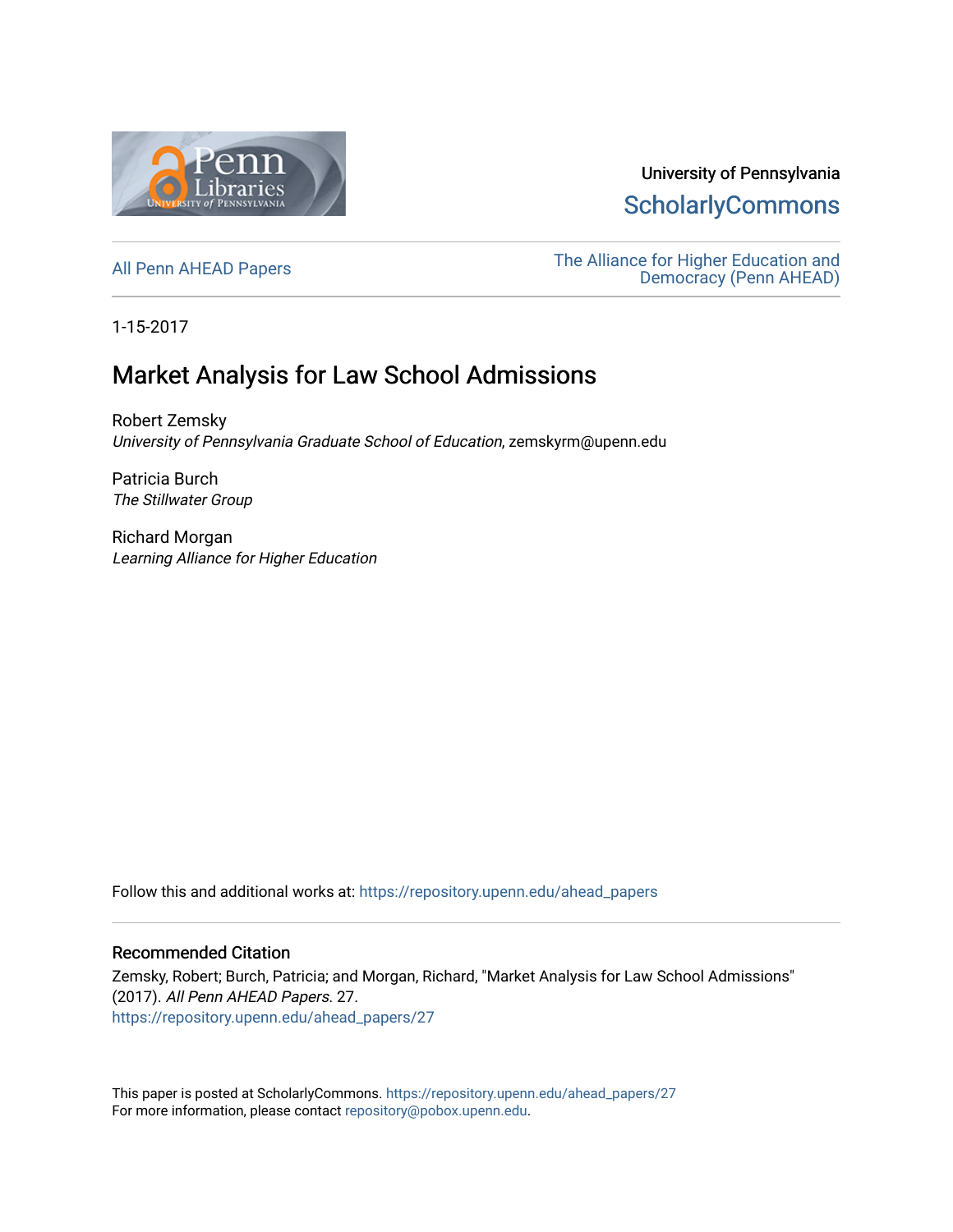University of Pennsylvania
ScholarlyCommons

All Penn AHEAD Papers

The Alliance for Higher Education and Democracy (Penn AHEAD)

1-15-2017

# Market Analysis for Law School Admissions

Robert Zemsky
*University of Pennsylvania Graduate School of Education*, zemskyrm@upenn.edu

Patricia Burch
*The Stillwater Group*

Richard Morgan
*Learning Alliance for Higher Education*

Follow this and additional works at: https://repository.upenn.edu/ahead_papers

## Recommended Citation

Zemsky, Robert; Burch, Patricia; and Morgan, Richard, "Market Analysis for Law School Admissions" (2017). *All Penn AHEAD Papers*. 27.
https://repository.upenn.edu/ahead_papers/27

This paper is posted at ScholarlyCommons. https://repository.upenn.edu/ahead_papers/27
For more information, please contact repository@pobox.upenn.edu.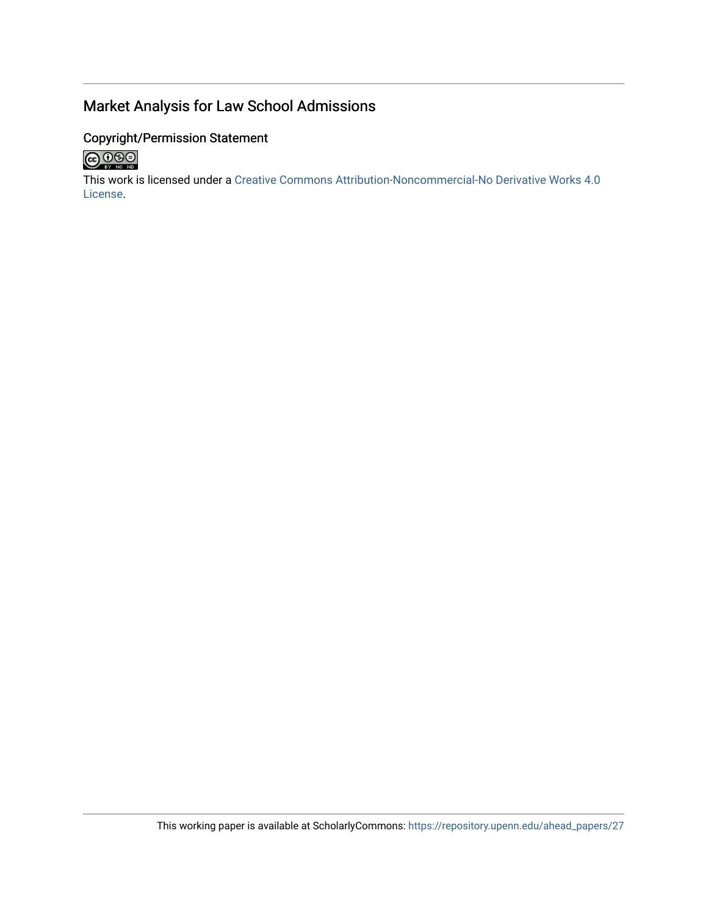## Market Analysis for Law School Admissions

### Copyright/Permission Statement

This work is licensed under a Creative Commons Attribution-Noncommercial-No Derivative Works 4.0 License.

This working paper is available at ScholarlyCommons: https://repository.upenn.edu/ahead_papers/27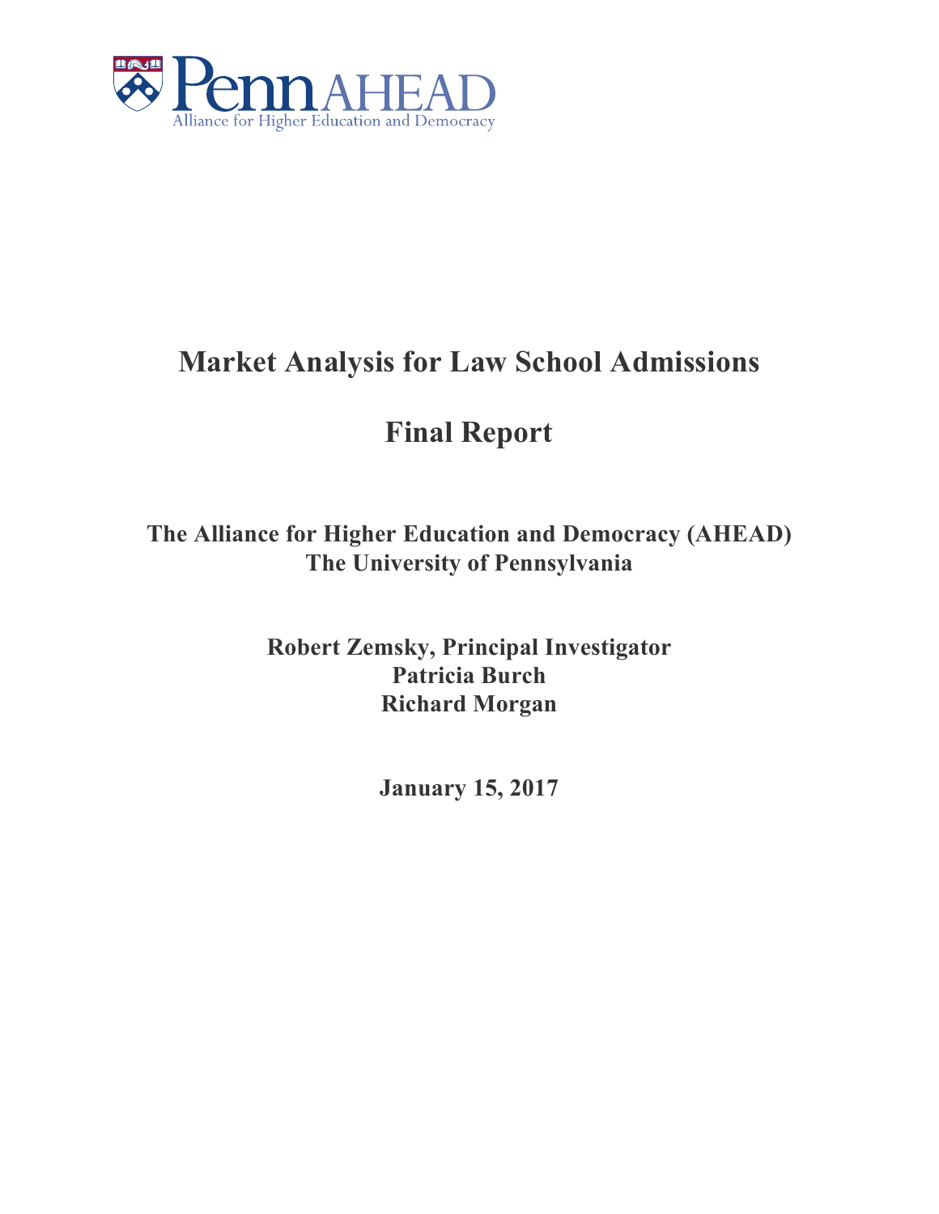PennAHEAD

Alliance for Higher Education and Democracy

# Market Analysis for Law School Admissions

# Final Report

**The Alliance for Higher Education and Democracy (AHEAD)**
**The University of Pennsylvania**

**Robert Zemsky, Principal Investigator**
**Patricia Burch**
**Richard Morgan**

**January 15, 2017**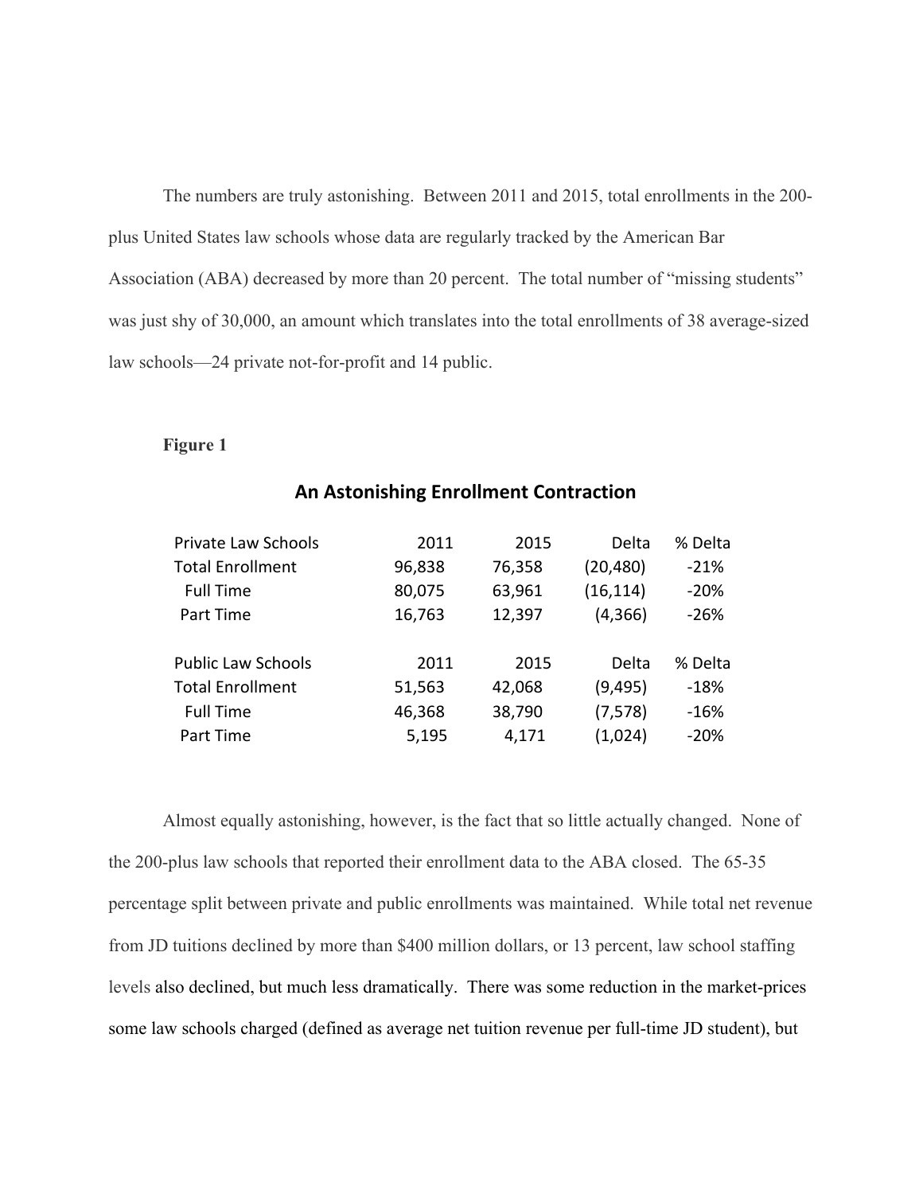The numbers are truly astonishing. Between 2011 and 2015, total enrollments in the 200-plus United States law schools whose data are regularly tracked by the American Bar Association (ABA) decreased by more than 20 percent. The total number of "missing students" was just shy of 30,000, an amount which translates into the total enrollments of 38 average-sized law schools—24 private not-for-profit and 14 public.

**Figure 1**

**An Astonishing Enrollment Contraction**

| Private Law Schools | 2011 | 2015 | Delta | % Delta |
|---|---|---|---|---|
| Total Enrollment | 96,838 | 76,358 | (20,480) | -21% |
| Full Time | 80,075 | 63,961 | (16,114) | -20% |
| Part Time | 16,763 | 12,397 | (4,366) | -26% |
| **Public Law Schools** | **2011** | **2015** | **Delta** | **% Delta** |
| Total Enrollment | 51,563 | 42,068 | (9,495) | -18% |
| Full Time | 46,368 | 38,790 | (7,578) | -16% |
| Part Time | 5,195 | 4,171 | (1,024) | -20% |

Almost equally astonishing, however, is the fact that so little actually changed. None of the 200-plus law schools that reported their enrollment data to the ABA closed. The 65-35 percentage split between private and public enrollments was maintained. While total net revenue from JD tuitions declined by more than $400 million dollars, or 13 percent, law school staffing levels also declined, but much less dramatically. There was some reduction in the market-prices some law schools charged (defined as average net tuition revenue per full-time JD student), but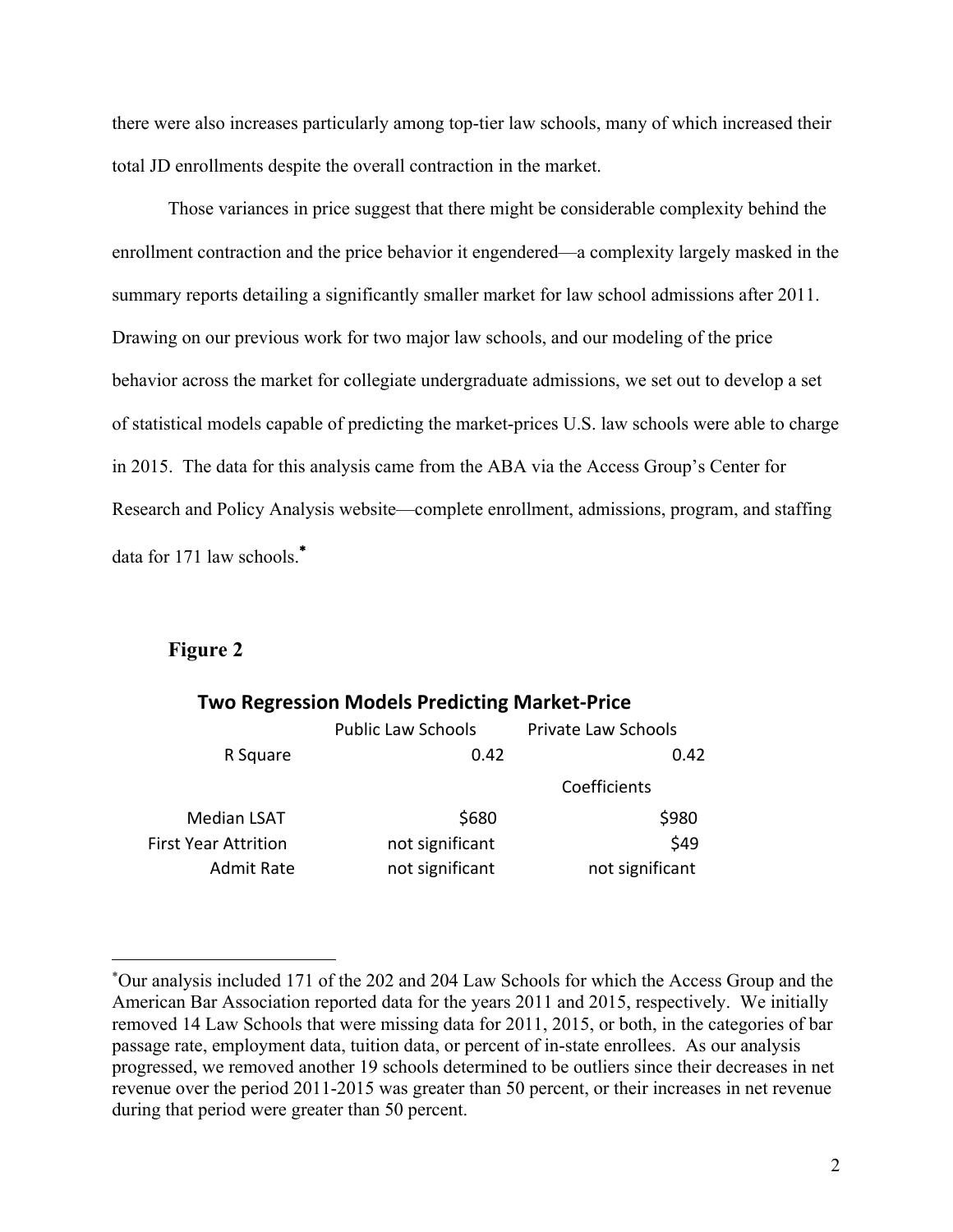there were also increases particularly among top-tier law schools, many of which increased their total JD enrollments despite the overall contraction in the market.

Those variances in price suggest that there might be considerable complexity behind the enrollment contraction and the price behavior it engendered—a complexity largely masked in the summary reports detailing a significantly smaller market for law school admissions after 2011. Drawing on our previous work for two major law schools, and our modeling of the price behavior across the market for collegiate undergraduate admissions, we set out to develop a set of statistical models capable of predicting the market-prices U.S. law schools were able to charge in 2015. The data for this analysis came from the ABA via the Access Group's Center for Research and Policy Analysis website—complete enrollment, admissions, program, and staffing data for 171 law schools.*

**Figure 2**

**Two Regression Models Predicting Market-Price**

| | Public Law Schools | Private Law Schools |
|---|---|---|
| R Square | 0.42 | 0.42 |
| | | Coefficients |
| Median LSAT | $680 | $980 |
| First Year Attrition | not significant | $49 |
| Admit Rate | not significant | not significant |

---

*Our analysis included 171 of the 202 and 204 Law Schools for which the Access Group and the American Bar Association reported data for the years 2011 and 2015, respectively. We initially removed 14 Law Schools that were missing data for 2011, 2015, or both, in the categories of bar passage rate, employment data, tuition data, or percent of in-state enrollees. As our analysis progressed, we removed another 19 schools determined to be outliers since their decreases in net revenue over the period 2011-2015 was greater than 50 percent, or their increases in net revenue during that period were greater than 50 percent.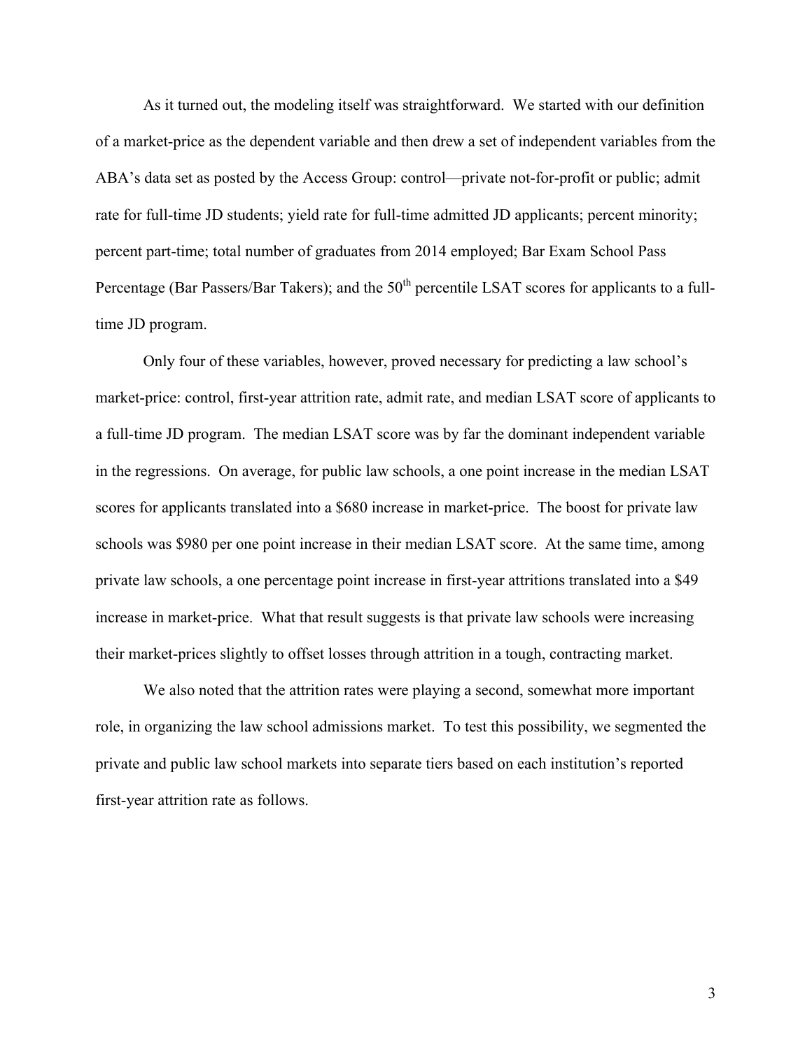As it turned out, the modeling itself was straightforward. We started with our definition of a market-price as the dependent variable and then drew a set of independent variables from the ABA's data set as posted by the Access Group: control—private not-for-profit or public; admit rate for full-time JD students; yield rate for full-time admitted JD applicants; percent minority; percent part-time; total number of graduates from 2014 employed; Bar Exam School Pass Percentage (Bar Passers/Bar Takers); and the 50th percentile LSAT scores for applicants to a full-time JD program.

Only four of these variables, however, proved necessary for predicting a law school's market-price: control, first-year attrition rate, admit rate, and median LSAT score of applicants to a full-time JD program. The median LSAT score was by far the dominant independent variable in the regressions. On average, for public law schools, a one point increase in the median LSAT scores for applicants translated into a $680 increase in market-price. The boost for private law schools was $980 per one point increase in their median LSAT score. At the same time, among private law schools, a one percentage point increase in first-year attritions translated into a $49 increase in market-price. What that result suggests is that private law schools were increasing their market-prices slightly to offset losses through attrition in a tough, contracting market.

We also noted that the attrition rates were playing a second, somewhat more important role, in organizing the law school admissions market. To test this possibility, we segmented the private and public law school markets into separate tiers based on each institution's reported first-year attrition rate as follows.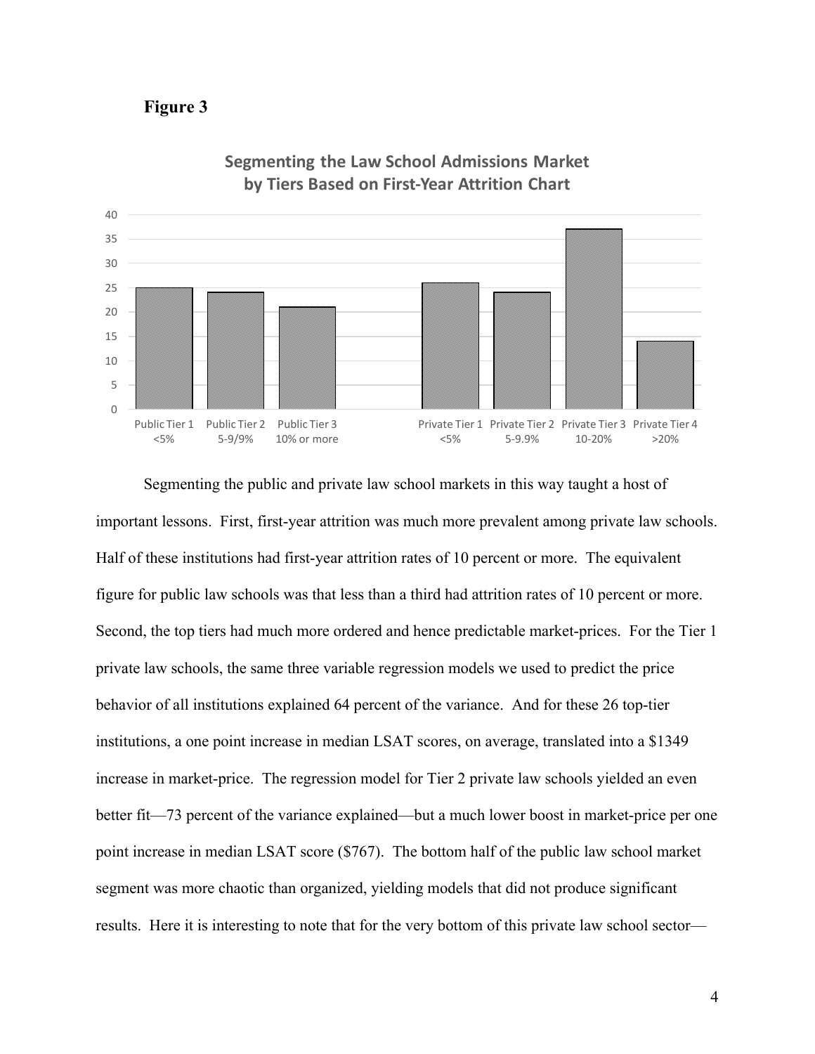**Figure 3**

**Segmenting the Law School Admissions Market by Tiers Based on First-Year Attrition Chart**

| Tier | Attrition | Value |
|---|---|---|
| Public Tier 1 | <5% | 25 |
| Public Tier 2 | 5-9/9% | 24 |
| Public Tier 3 | 10% or more | 21 |
| Private Tier 1 | <5% | 26 |
| Private Tier 2 | 5-9.9% | 24 |
| Private Tier 3 | 10-20% | 37 |
| Private Tier 4 | >20% | 14 |

Segmenting the public and private law school markets in this way taught a host of important lessons. First, first-year attrition was much more prevalent among private law schools. Half of these institutions had first-year attrition rates of 10 percent or more. The equivalent figure for public law schools was that less than a third had attrition rates of 10 percent or more. Second, the top tiers had much more ordered and hence predictable market-prices. For the Tier 1 private law schools, the same three variable regression models we used to predict the price behavior of all institutions explained 64 percent of the variance. And for these 26 top-tier institutions, a one point increase in median LSAT scores, on average, translated into a $1349 increase in market-price. The regression model for Tier 2 private law schools yielded an even better fit—73 percent of the variance explained—but a much lower boost in market-price per one point increase in median LSAT score ($767). The bottom half of the public law school market segment was more chaotic than organized, yielding models that did not produce significant results. Here it is interesting to note that for the very bottom of this private law school sector—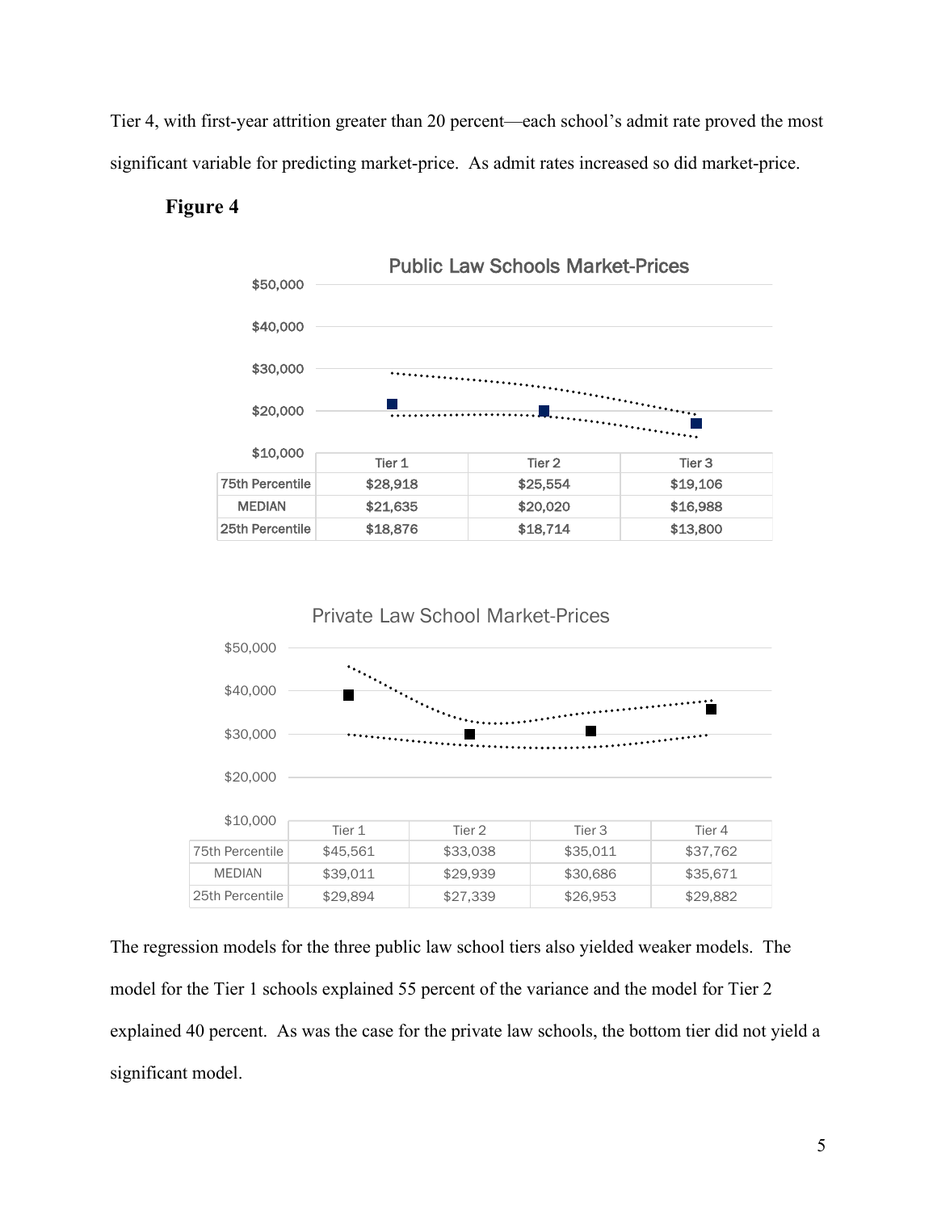Tier 4, with first-year attrition greater than 20 percent—each school's admit rate proved the most significant variable for predicting market-price. As admit rates increased so did market-price.

**Figure 4**

Public Law Schools Market-Prices

| | Tier 1 | Tier 2 | Tier 3 |
|---|---|---|---|
| 75th Percentile | $28,918 | $25,554 | $19,106 |
| MEDIAN | $21,635 | $20,020 | $16,988 |
| 25th Percentile | $18,876 | $18,714 | $13,800 |

Private Law School Market-Prices

| | Tier 1 | Tier 2 | Tier 3 | Tier 4 |
|---|---|---|---|---|
| 75th Percentile | $45,561 | $33,038 | $35,011 | $37,762 |
| MEDIAN | $39,011 | $29,939 | $30,686 | $35,671 |
| 25th Percentile | $29,894 | $27,339 | $26,953 | $29,882 |

The regression models for the three public law school tiers also yielded weaker models. The model for the Tier 1 schools explained 55 percent of the variance and the model for Tier 2 explained 40 percent. As was the case for the private law schools, the bottom tier did not yield a significant model.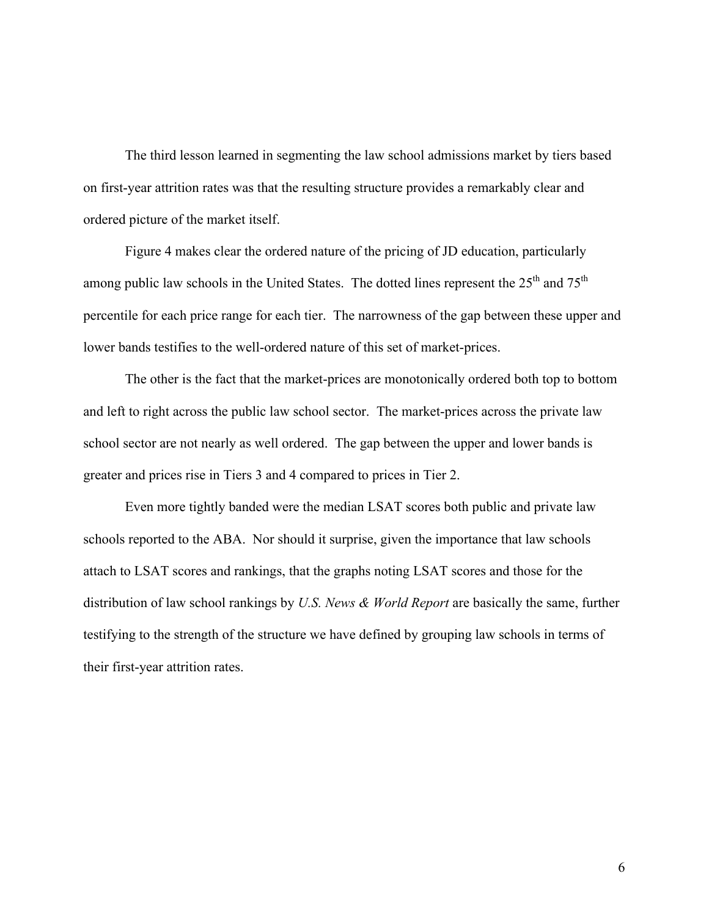The third lesson learned in segmenting the law school admissions market by tiers based on first-year attrition rates was that the resulting structure provides a remarkably clear and ordered picture of the market itself.

Figure 4 makes clear the ordered nature of the pricing of JD education, particularly among public law schools in the United States. The dotted lines represent the 25th and 75th percentile for each price range for each tier. The narrowness of the gap between these upper and lower bands testifies to the well-ordered nature of this set of market-prices.

The other is the fact that the market-prices are monotonically ordered both top to bottom and left to right across the public law school sector. The market-prices across the private law school sector are not nearly as well ordered. The gap between the upper and lower bands is greater and prices rise in Tiers 3 and 4 compared to prices in Tier 2.

Even more tightly banded were the median LSAT scores both public and private law schools reported to the ABA. Nor should it surprise, given the importance that law schools attach to LSAT scores and rankings, that the graphs noting LSAT scores and those for the distribution of law school rankings by *U.S. News & World Report* are basically the same, further testifying to the strength of the structure we have defined by grouping law schools in terms of their first-year attrition rates.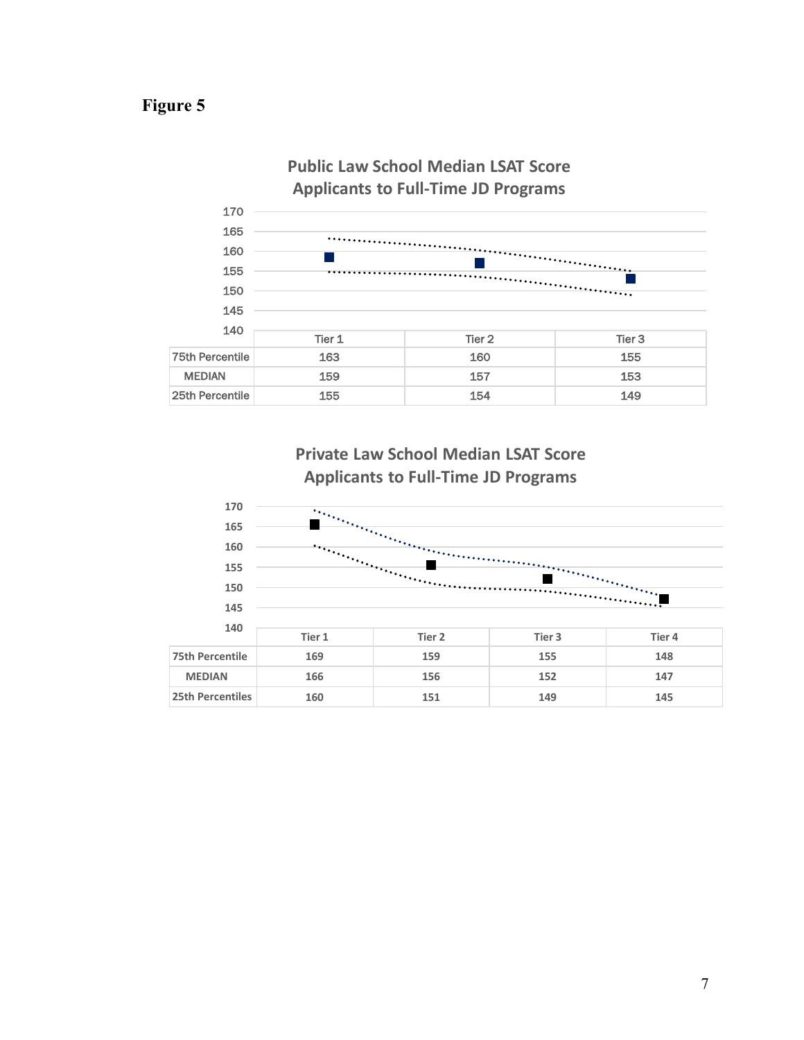**Figure 5**

**Public Law School Median LSAT Score Applicants to Full-Time JD Programs**

| | Tier 1 | Tier 2 | Tier 3 |
|---|---|---|---|
| 75th Percentile | 163 | 160 | 155 |
| MEDIAN | 159 | 157 | 153 |
| 25th Percentile | 155 | 154 | 149 |

**Private Law School Median LSAT Score Applicants to Full-Time JD Programs**

| | Tier 1 | Tier 2 | Tier 3 | Tier 4 |
|---|---|---|---|---|
| 75th Percentile | 169 | 159 | 155 | 148 |
| MEDIAN | 166 | 156 | 152 | 147 |
| 25th Percentiles | 160 | 151 | 149 | 145 |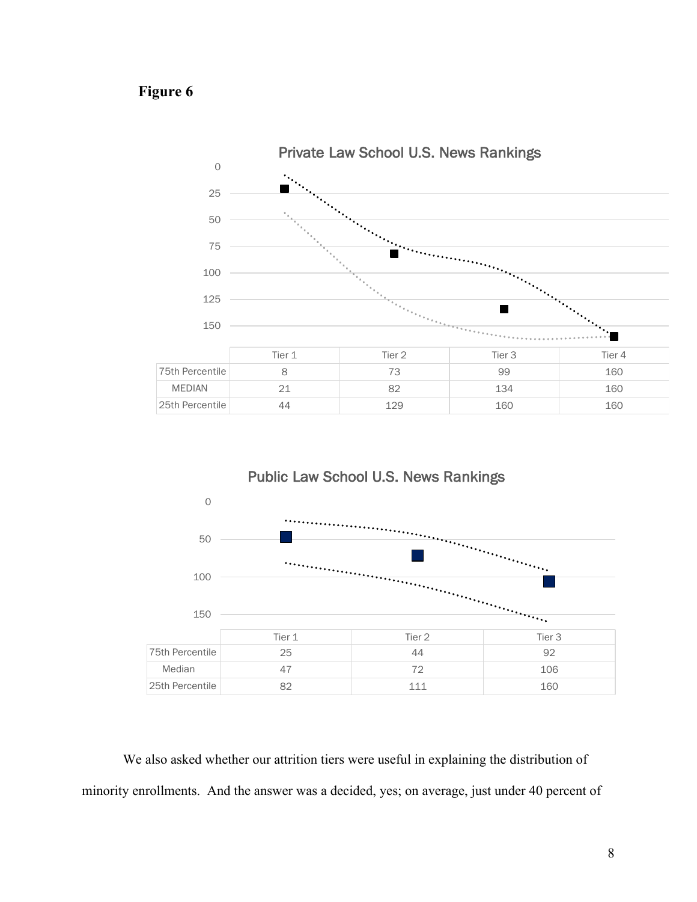**Figure 6**

Private Law School U.S. News Rankings

| | Tier 1 | Tier 2 | Tier 3 | Tier 4 |
|---|---|---|---|---|
| 75th Percentile | 8 | 73 | 99 | 160 |
| MEDIAN | 21 | 82 | 134 | 160 |
| 25th Percentile | 44 | 129 | 160 | 160 |

Public Law School U.S. News Rankings

| | Tier 1 | Tier 2 | Tier 3 |
|---|---|---|---|
| 75th Percentile | 25 | 44 | 92 |
| Median | 47 | 72 | 106 |
| 25th Percentile | 82 | 111 | 160 |

We also asked whether our attrition tiers were useful in explaining the distribution of minority enrollments. And the answer was a decided, yes; on average, just under 40 percent of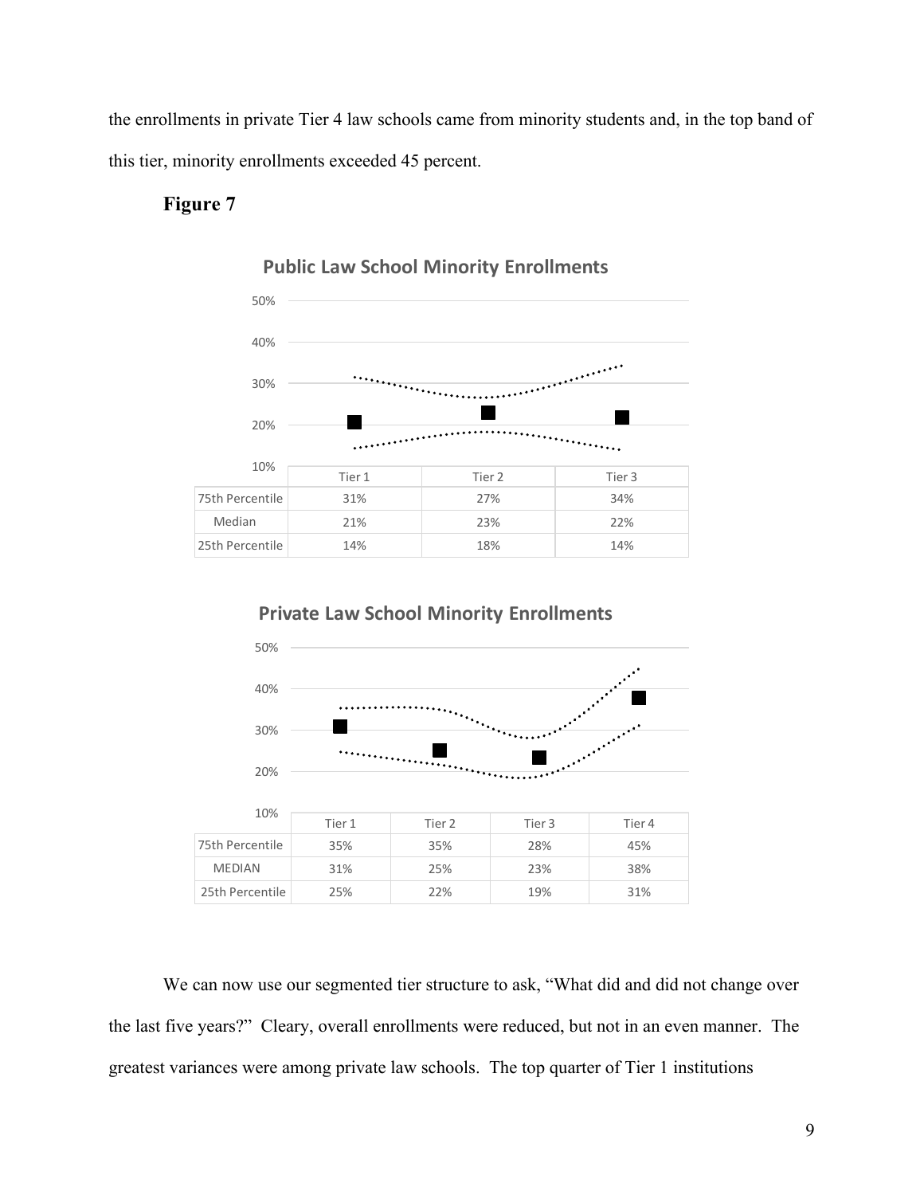the enrollments in private Tier 4 law schools came from minority students and, in the top band of this tier, minority enrollments exceeded 45 percent.

**Figure 7**

**Public Law School Minority Enrollments**

| | Tier 1 | Tier 2 | Tier 3 |
|---|---|---|---|
| 75th Percentile | 31% | 27% | 34% |
| Median | 21% | 23% | 22% |
| 25th Percentile | 14% | 18% | 14% |

**Private Law School Minority Enrollments**

| | Tier 1 | Tier 2 | Tier 3 | Tier 4 |
|---|---|---|---|---|
| 75th Percentile | 35% | 35% | 28% | 45% |
| MEDIAN | 31% | 25% | 23% | 38% |
| 25th Percentile | 25% | 22% | 19% | 31% |

We can now use our segmented tier structure to ask, "What did and did not change over the last five years?" Cleary, overall enrollments were reduced, but not in an even manner. The greatest variances were among private law schools. The top quarter of Tier 1 institutions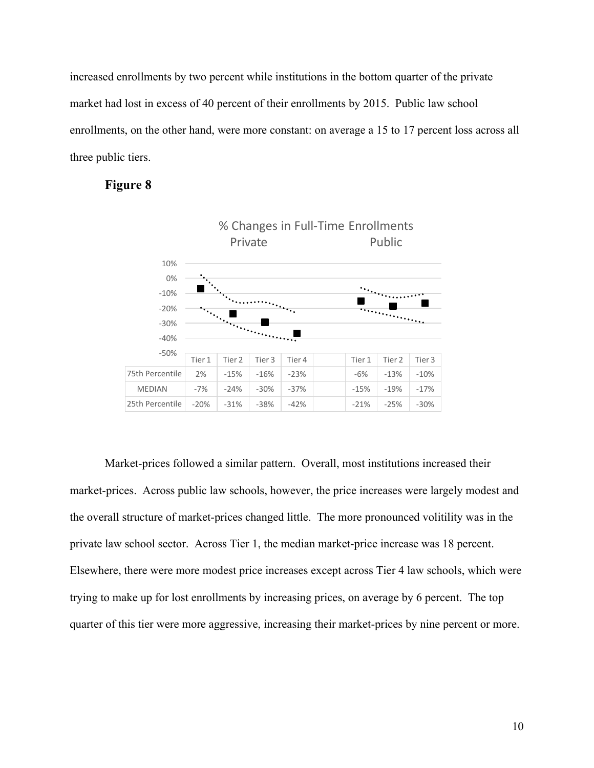increased enrollments by two percent while institutions in the bottom quarter of the private market had lost in excess of 40 percent of their enrollments by 2015. Public law school enrollments, on the other hand, were more constant: on average a 15 to 17 percent loss across all three public tiers.

**Figure 8**

% Changes in Full-Time Enrollments

| | Private | | | | | Public | | |
|---|---|---|---|---|---|---|---|---|
| | Tier 1 | Tier 2 | Tier 3 | Tier 4 | | Tier 1 | Tier 2 | Tier 3 |
| 75th Percentile | 2% | -15% | -16% | -23% | | -6% | -13% | -10% |
| MEDIAN | -7% | -24% | -30% | -37% | | -15% | -19% | -17% |
| 25th Percentile | -20% | -31% | -38% | -42% | | -21% | -25% | -30% |

Market-prices followed a similar pattern. Overall, most institutions increased their market-prices. Across public law schools, however, the price increases were largely modest and the overall structure of market-prices changed little. The more pronounced volitility was in the private law school sector. Across Tier 1, the median market-price increase was 18 percent. Elsewhere, there were more modest price increases except across Tier 4 law schools, which were trying to make up for lost enrollments by increasing prices, on average by 6 percent. The top quarter of this tier were more aggressive, increasing their market-prices by nine percent or more.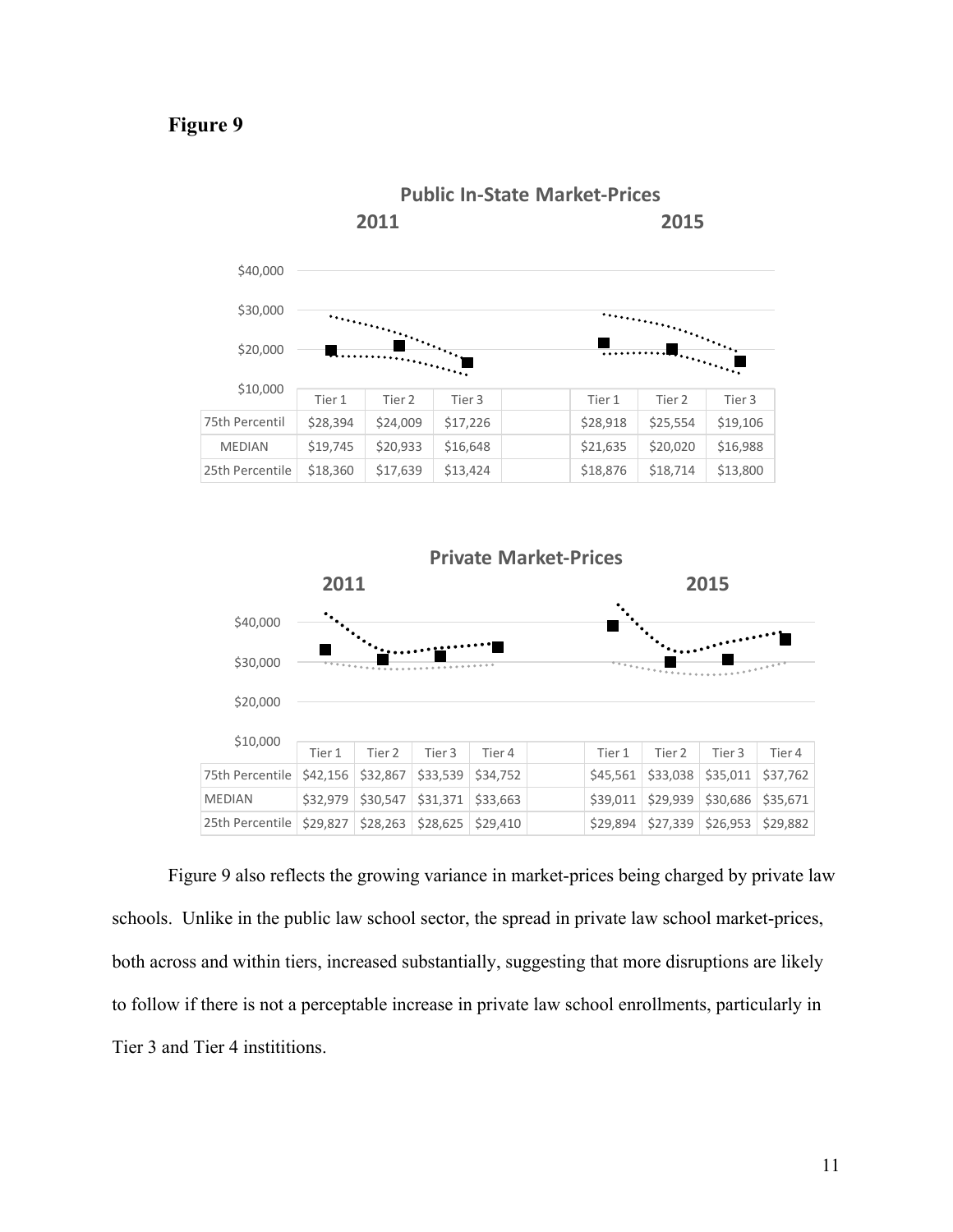**Figure 9**

**Public In-State Market-Prices**

| | 2011 | | | | 2015 | | |
|---|---|---|---|---|---|---|---|
| | Tier 1 | Tier 2 | Tier 3 | | Tier 1 | Tier 2 | Tier 3 |
| 75th Percentil | $28,394 | $24,009 | $17,226 | | $28,918 | $25,554 | $19,106 |
| MEDIAN | $19,745 | $20,933 | $16,648 | | $21,635 | $20,020 | $16,988 |
| 25th Percentile | $18,360 | $17,639 | $13,424 | | $18,876 | $18,714 | $13,800 |

**Private Market-Prices**

| | 2011 | | | | | 2015 | | | |
|---|---|---|---|---|---|---|---|---|---|
| | Tier 1 | Tier 2 | Tier 3 | Tier 4 | | Tier 1 | Tier 2 | Tier 3 | Tier 4 |
| 75th Percentile | $42,156 | $32,867 | $33,539 | $34,752 | | $45,561 | $33,038 | $35,011 | $37,762 |
| MEDIAN | $32,979 | $30,547 | $31,371 | $33,663 | | $39,011 | $29,939 | $30,686 | $35,671 |
| 25th Percentile | $29,827 | $28,263 | $28,625 | $29,410 | | $29,894 | $27,339 | $26,953 | $29,882 |

Figure 9 also reflects the growing variance in market-prices being charged by private law schools. Unlike in the public law school sector, the spread in private law school market-prices, both across and within tiers, increased substantially, suggesting that more disruptions are likely to follow if there is not a perceptable increase in private law school enrollments, particularly in Tier 3 and Tier 4 instititions.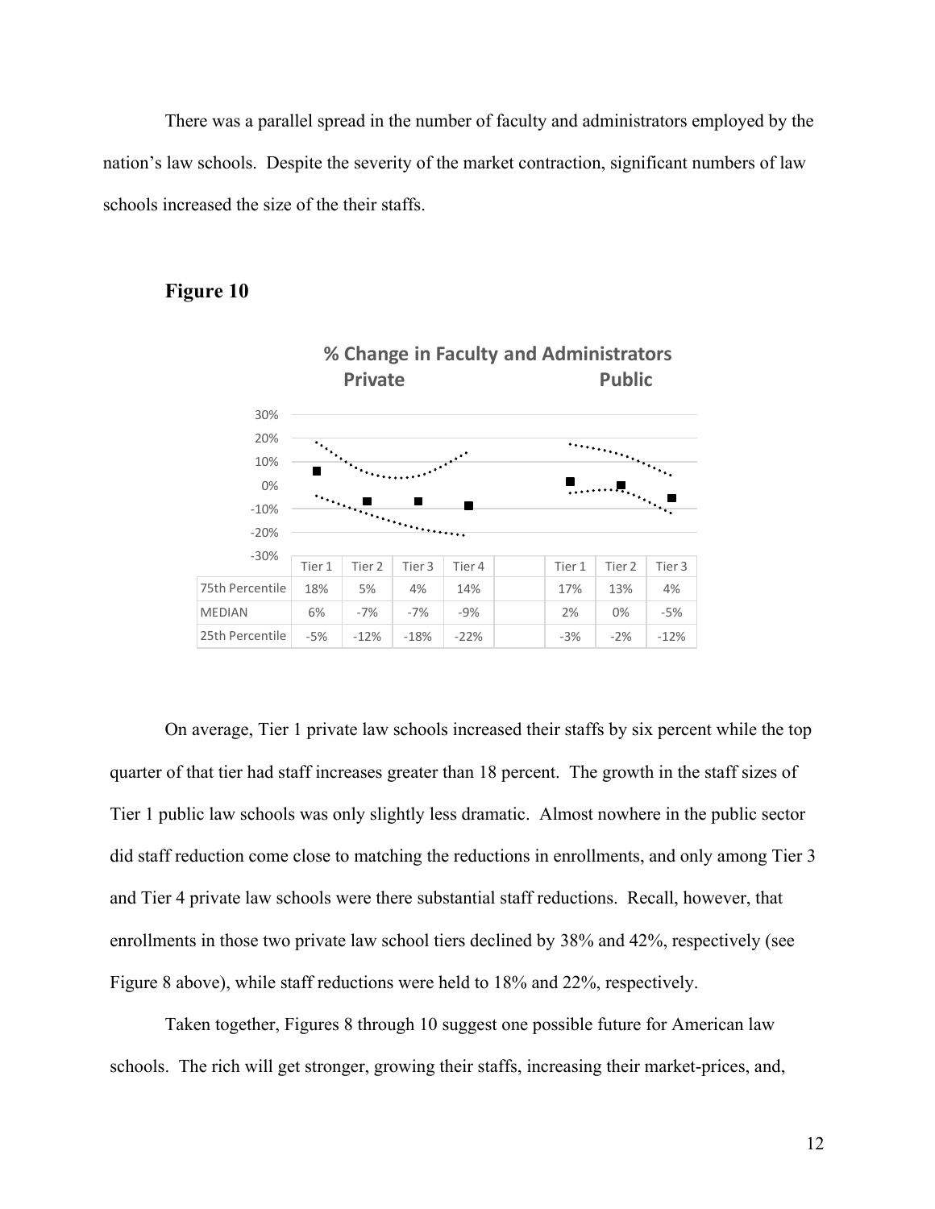There was a parallel spread in the number of faculty and administrators employed by the nation's law schools. Despite the severity of the market contraction, significant numbers of law schools increased the size of the their staffs.

**Figure 10**

**% Change in Faculty and Administrators**

| | Private | | | | | Public | | |
|---|---|---|---|---|---|---|---|---|
| | Tier 1 | Tier 2 | Tier 3 | Tier 4 | | Tier 1 | Tier 2 | Tier 3 |
| 75th Percentile | 18% | 5% | 4% | 14% | | 17% | 13% | 4% |
| MEDIAN | 6% | -7% | -7% | -9% | | 2% | 0% | -5% |
| 25th Percentile | -5% | -12% | -18% | -22% | | -3% | -2% | -12% |

On average, Tier 1 private law schools increased their staffs by six percent while the top quarter of that tier had staff increases greater than 18 percent. The growth in the staff sizes of Tier 1 public law schools was only slightly less dramatic. Almost nowhere in the public sector did staff reduction come close to matching the reductions in enrollments, and only among Tier 3 and Tier 4 private law schools were there substantial staff reductions. Recall, however, that enrollments in those two private law school tiers declined by 38% and 42%, respectively (see Figure 8 above), while staff reductions were held to 18% and 22%, respectively.

Taken together, Figures 8 through 10 suggest one possible future for American law schools. The rich will get stronger, growing their staffs, increasing their market-prices, and,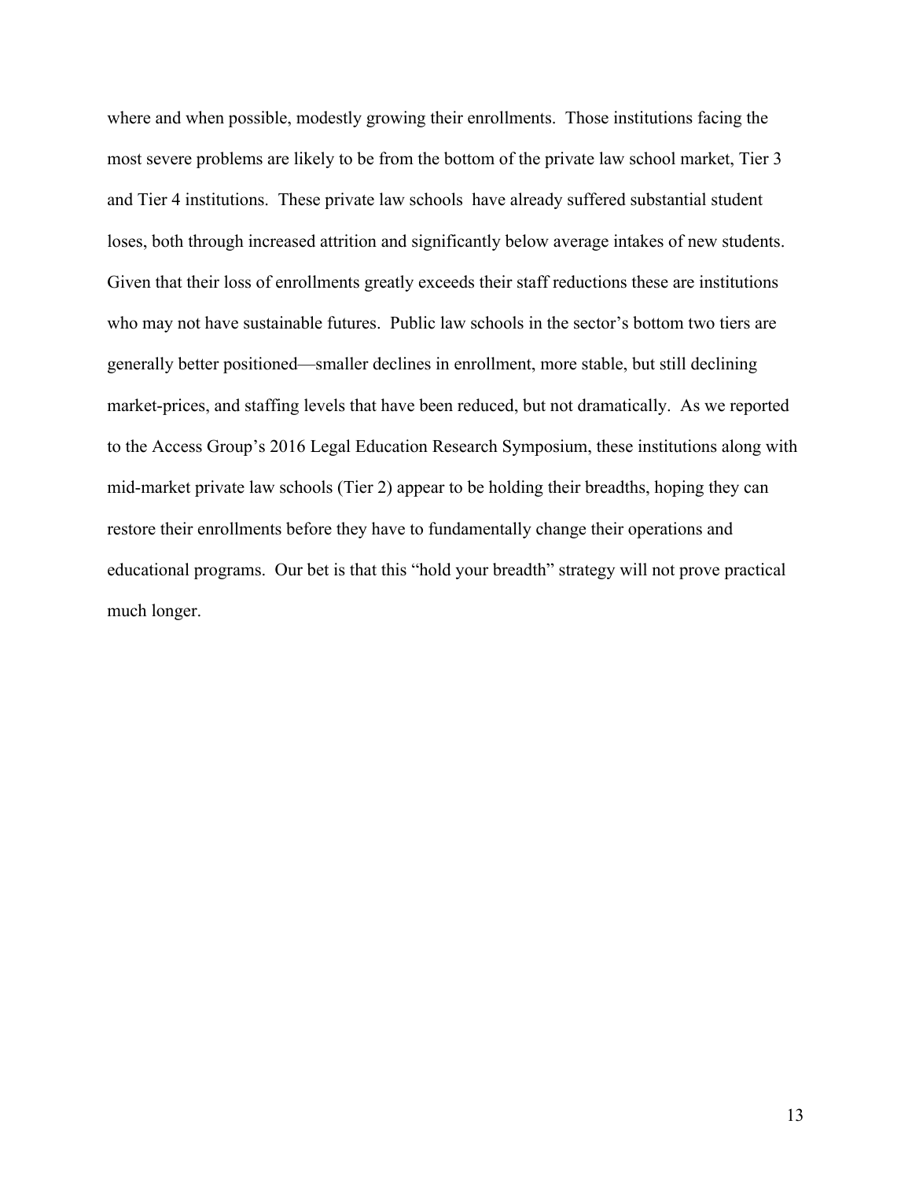where and when possible, modestly growing their enrollments. Those institutions facing the most severe problems are likely to be from the bottom of the private law school market, Tier 3 and Tier 4 institutions. These private law schools have already suffered substantial student loses, both through increased attrition and significantly below average intakes of new students. Given that their loss of enrollments greatly exceeds their staff reductions these are institutions who may not have sustainable futures. Public law schools in the sector's bottom two tiers are generally better positioned—smaller declines in enrollment, more stable, but still declining market-prices, and staffing levels that have been reduced, but not dramatically. As we reported to the Access Group's 2016 Legal Education Research Symposium, these institutions along with mid-market private law schools (Tier 2) appear to be holding their breadths, hoping they can restore their enrollments before they have to fundamentally change their operations and educational programs. Our bet is that this "hold your breadth" strategy will not prove practical much longer.